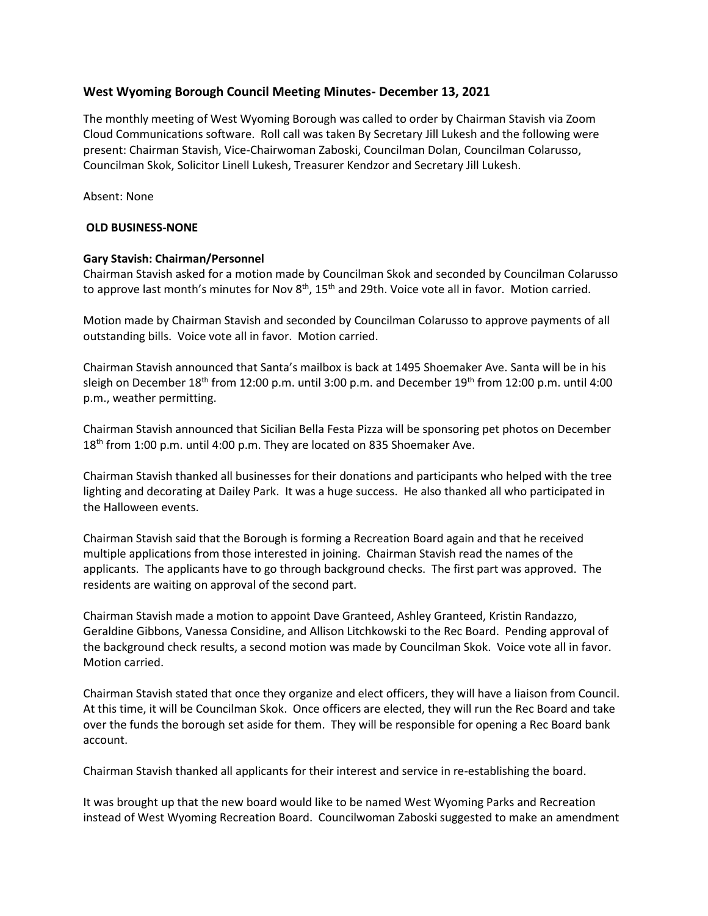# West Wyoming Borough Council Meeting Minutes- December 13, 2021

The monthly meeting of West Wyoming Borough was called to order by Chairman Stavish via Zoom Cloud Communications software. Roll call was taken By Secretary Jill Lukesh and the following were present: Chairman Stavish, Vice-Chairwoman Zaboski, Councilman Dolan, Councilman Colarusso, Councilman Skok, Solicitor Linell Lukesh, Treasurer Kendzor and Secretary Jill Lukesh.

Absent: None

**OLD BUSINESS-NONE**

**Gary Stavish: Chairman/Personnel**

Chairman Stavish asked for a motion made by Councilman Skok and seconded by Councilman Colarusso to approve last month's minutes for Nov 8th, 15th and 29th. Voice vote all in favor. Motion carried.

Motion made by Chairman Stavish and seconded by Councilman Colarusso to approve payments of all outstanding bills. Voice vote all in favor. Motion carried.

Chairman Stavish announced that Santa's mailbox is back at 1495 Shoemaker Ave. Santa will be in his sleigh on December 18th from 12:00 p.m. until 3:00 p.m. and December 19th from 12:00 p.m. until 4:00 p.m., weather permitting.

Chairman Stavish announced that Sicilian Bella Festa Pizza will be sponsoring pet photos on December 18th from 1:00 p.m. until 4:00 p.m. They are located on 835 Shoemaker Ave.

Chairman Stavish thanked all businesses for their donations and participants who helped with the tree lighting and decorating at Dailey Park. It was a huge success. He also thanked all who participated in the Halloween events.

Chairman Stavish said that the Borough is forming a Recreation Board again and that he received multiple applications from those interested in joining. Chairman Stavish read the names of the applicants. The applicants have to go through background checks. The first part was approved. The residents are waiting on approval of the second part.

Chairman Stavish made a motion to appoint Dave Granteed, Ashley Granteed, Kristin Randazzo, Geraldine Gibbons, Vanessa Considine, and Allison Litchkowski to the Rec Board. Pending approval of the background check results, a second motion was made by Councilman Skok. Voice vote all in favor. Motion carried.

Chairman Stavish stated that once they organize and elect officers, they will have a liaison from Council. At this time, it will be Councilman Skok. Once officers are elected, they will run the Rec Board and take over the funds the borough set aside for them. They will be responsible for opening a Rec Board bank account.

Chairman Stavish thanked all applicants for their interest and service in re-establishing the board.

It was brought up that the new board would like to be named West Wyoming Parks and Recreation instead of West Wyoming Recreation Board. Councilwoman Zaboski suggested to make an amendment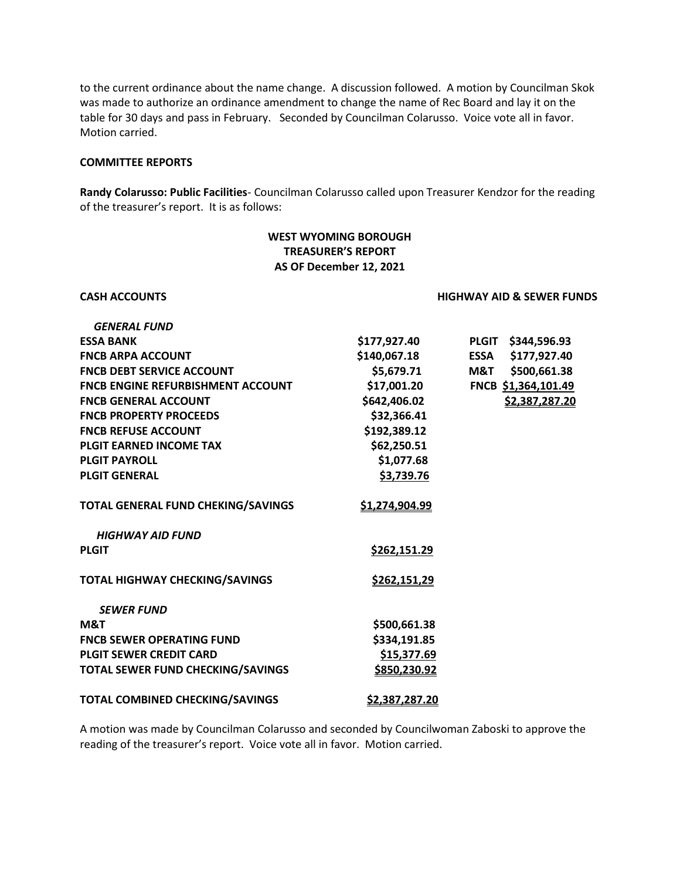to the current ordinance about the name change. A discussion followed. A motion by Councilman Skok was made to authorize an ordinance amendment to change the name of Rec Board and lay it on the table for 30 days and pass in February. Seconded by Councilman Colarusso. Voice vote all in favor. Motion carried.

**COMMITTEE REPORTS**

**Randy Colarusso: Public Facilities**- Councilman Colarusso called upon Treasurer Kendzor for the reading of the treasurer's report. It is as follows:

**WEST WYOMING BOROUGH**
**TREASURER'S REPORT**
**AS OF December 12, 2021**

| **CASH ACCOUNTS** | | **HIGHWAY AID & SEWER FUNDS** | |
|---|---|---|---|
| ***GENERAL FUND*** | | | |
| **ESSA BANK** | $177,927.40 | **PLGIT** | $344,596.93 |
| **FNCB ARPA ACCOUNT** | $140,067.18 | **ESSA** | $177,927.40 |
| **FNCB DEBT SERVICE ACCOUNT** | $5,679.71 | **M&T** | $500,661.38 |
| **FNCB ENGINE REFURBISHMENT ACCOUNT** | $17,001.20 | **FNCB** | $1,364,101.49 |
| **FNCB GENERAL ACCOUNT** | $642,406.02 | | $2,387,287.20 |
| **FNCB PROPERTY PROCEEDS** | $32,366.41 | | |
| **FNCB REFUSE ACCOUNT** | $192,389.12 | | |
| **PLGIT EARNED INCOME TAX** | $62,250.51 | | |
| **PLGIT PAYROLL** | $1,077.68 | | |
| **PLGIT GENERAL** | $3,739.76 | | |
| **TOTAL GENERAL FUND CHEKING/SAVINGS** | $1,274,904.99 | | |
| ***HIGHWAY AID FUND*** | | | |
| **PLGIT** | $262,151.29 | | |
| **TOTAL HIGHWAY CHECKING/SAVINGS** | $262,151,29 | | |
| ***SEWER FUND*** | | | |
| **M&T** | $500,661.38 | | |
| **FNCB SEWER OPERATING FUND** | $334,191.85 | | |
| **PLGIT SEWER CREDIT CARD** | $15,377.69 | | |
| **TOTAL SEWER FUND CHECKING/SAVINGS** | $850,230.92 | | |
| **TOTAL COMBINED CHECKING/SAVINGS** | $2,387,287.20 | | |

A motion was made by Councilman Colarusso and seconded by Councilwoman Zaboski to approve the reading of the treasurer's report. Voice vote all in favor. Motion carried.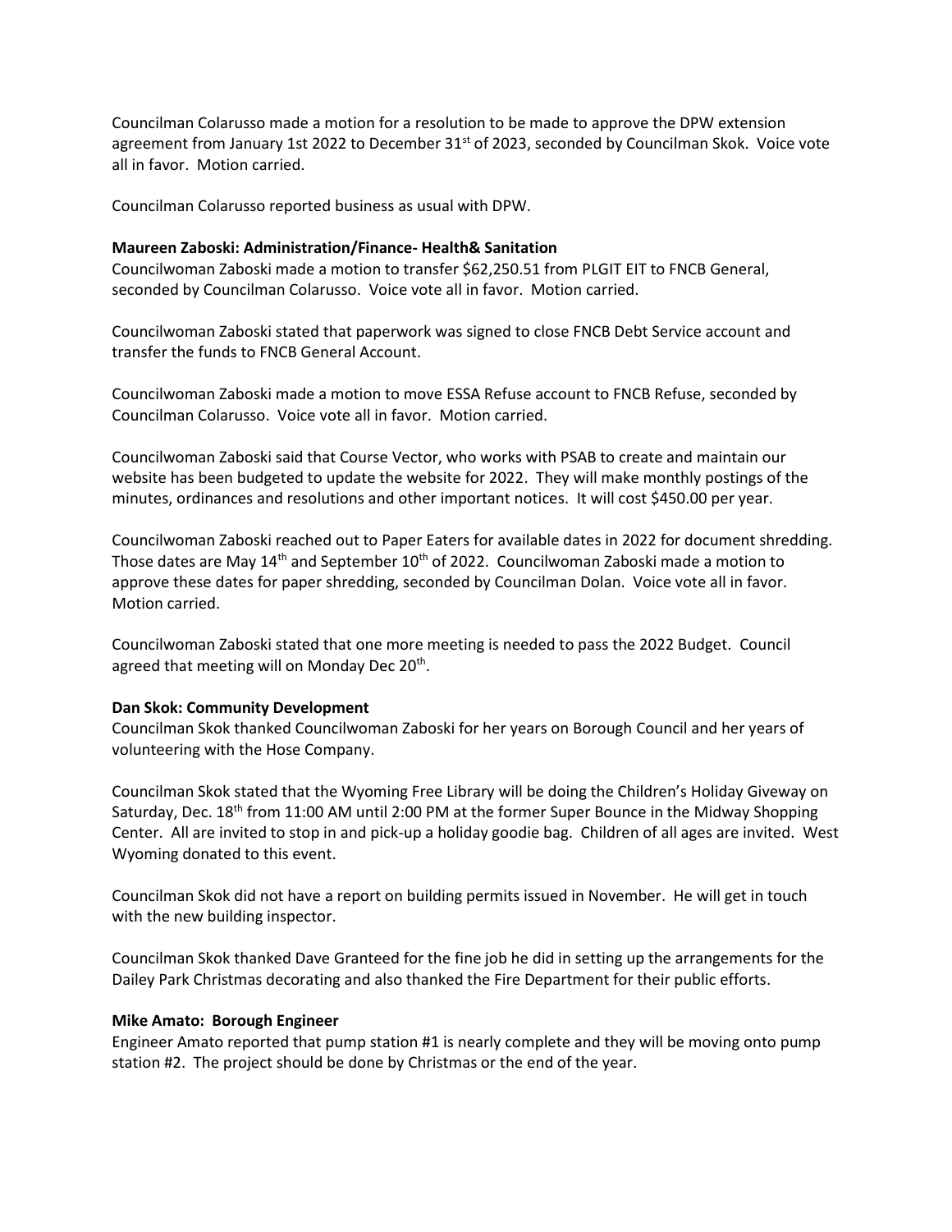Councilman Colarusso made a motion for a resolution to be made to approve the DPW extension agreement from January 1st 2022 to December 31st of 2023, seconded by Councilman Skok. Voice vote all in favor. Motion carried.

Councilman Colarusso reported business as usual with DPW.

**Maureen Zaboski: Administration/Finance- Health& Sanitation**

Councilwoman Zaboski made a motion to transfer $62,250.51 from PLGIT EIT to FNCB General, seconded by Councilman Colarusso. Voice vote all in favor. Motion carried.

Councilwoman Zaboski stated that paperwork was signed to close FNCB Debt Service account and transfer the funds to FNCB General Account.

Councilwoman Zaboski made a motion to move ESSA Refuse account to FNCB Refuse, seconded by Councilman Colarusso. Voice vote all in favor. Motion carried.

Councilwoman Zaboski said that Course Vector, who works with PSAB to create and maintain our website has been budgeted to update the website for 2022. They will make monthly postings of the minutes, ordinances and resolutions and other important notices. It will cost $450.00 per year.

Councilwoman Zaboski reached out to Paper Eaters for available dates in 2022 for document shredding. Those dates are May 14th and September 10th of 2022. Councilwoman Zaboski made a motion to approve these dates for paper shredding, seconded by Councilman Dolan. Voice vote all in favor. Motion carried.

Councilwoman Zaboski stated that one more meeting is needed to pass the 2022 Budget. Council agreed that meeting will on Monday Dec 20th.

**Dan Skok: Community Development**

Councilman Skok thanked Councilwoman Zaboski for her years on Borough Council and her years of volunteering with the Hose Company.

Councilman Skok stated that the Wyoming Free Library will be doing the Children's Holiday Giveway on Saturday, Dec. 18th from 11:00 AM until 2:00 PM at the former Super Bounce in the Midway Shopping Center. All are invited to stop in and pick-up a holiday goodie bag. Children of all ages are invited. West Wyoming donated to this event.

Councilman Skok did not have a report on building permits issued in November. He will get in touch with the new building inspector.

Councilman Skok thanked Dave Granteed for the fine job he did in setting up the arrangements for the Dailey Park Christmas decorating and also thanked the Fire Department for their public efforts.

**Mike Amato: Borough Engineer**

Engineer Amato reported that pump station #1 is nearly complete and they will be moving onto pump station #2. The project should be done by Christmas or the end of the year.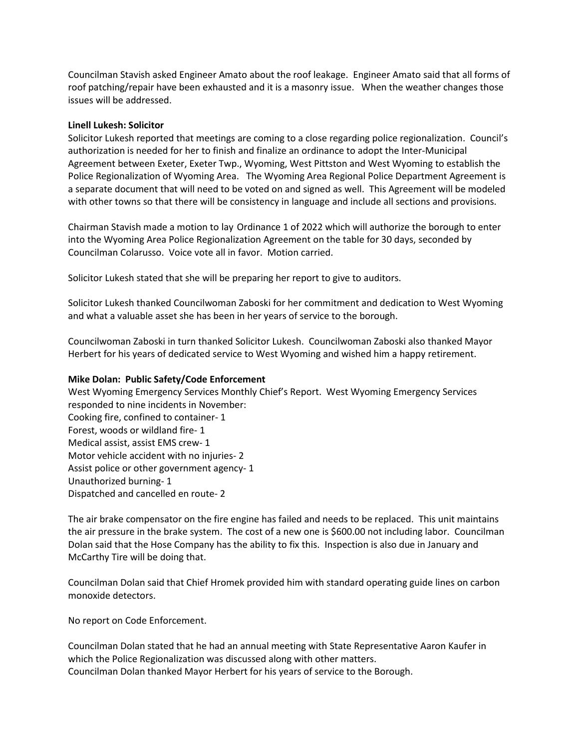Councilman Stavish asked Engineer Amato about the roof leakage. Engineer Amato said that all forms of roof patching/repair have been exhausted and it is a masonry issue. When the weather changes those issues will be addressed.

**Linell Lukesh: Solicitor**

Solicitor Lukesh reported that meetings are coming to a close regarding police regionalization. Council's authorization is needed for her to finish and finalize an ordinance to adopt the Inter-Municipal Agreement between Exeter, Exeter Twp., Wyoming, West Pittston and West Wyoming to establish the Police Regionalization of Wyoming Area. The Wyoming Area Regional Police Department Agreement is a separate document that will need to be voted on and signed as well. This Agreement will be modeled with other towns so that there will be consistency in language and include all sections and provisions.

Chairman Stavish made a motion to lay Ordinance 1 of 2022 which will authorize the borough to enter into the Wyoming Area Police Regionalization Agreement on the table for 30 days, seconded by Councilman Colarusso. Voice vote all in favor. Motion carried.

Solicitor Lukesh stated that she will be preparing her report to give to auditors.

Solicitor Lukesh thanked Councilwoman Zaboski for her commitment and dedication to West Wyoming and what a valuable asset she has been in her years of service to the borough.

Councilwoman Zaboski in turn thanked Solicitor Lukesh. Councilwoman Zaboski also thanked Mayor Herbert for his years of dedicated service to West Wyoming and wished him a happy retirement.

**Mike Dolan: Public Safety/Code Enforcement**

West Wyoming Emergency Services Monthly Chief's Report. West Wyoming Emergency Services responded to nine incidents in November:
Cooking fire, confined to container- 1
Forest, woods or wildland fire- 1
Medical assist, assist EMS crew- 1
Motor vehicle accident with no injuries- 2
Assist police or other government agency- 1
Unauthorized burning- 1
Dispatched and cancelled en route- 2

The air brake compensator on the fire engine has failed and needs to be replaced. This unit maintains the air pressure in the brake system. The cost of a new one is $600.00 not including labor. Councilman Dolan said that the Hose Company has the ability to fix this. Inspection is also due in January and McCarthy Tire will be doing that.

Councilman Dolan said that Chief Hromek provided him with standard operating guide lines on carbon monoxide detectors.

No report on Code Enforcement.

Councilman Dolan stated that he had an annual meeting with State Representative Aaron Kaufer in which the Police Regionalization was discussed along with other matters.
Councilman Dolan thanked Mayor Herbert for his years of service to the Borough.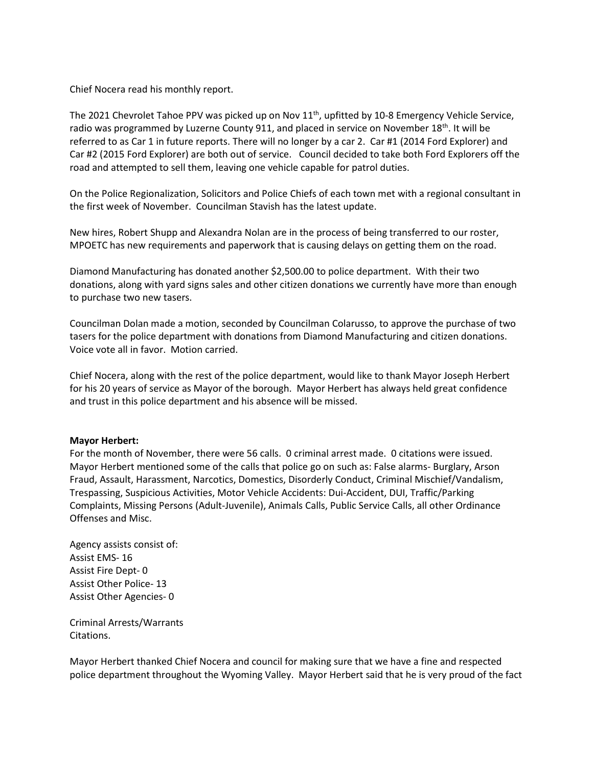Chief Nocera read his monthly report.

The 2021 Chevrolet Tahoe PPV was picked up on Nov 11th, upfitted by 10-8 Emergency Vehicle Service, radio was programmed by Luzerne County 911, and placed in service on November 18th. It will be referred to as Car 1 in future reports. There will no longer by a car 2. Car #1 (2014 Ford Explorer) and Car #2 (2015 Ford Explorer) are both out of service. Council decided to take both Ford Explorers off the road and attempted to sell them, leaving one vehicle capable for patrol duties.

On the Police Regionalization, Solicitors and Police Chiefs of each town met with a regional consultant in the first week of November. Councilman Stavish has the latest update.

New hires, Robert Shupp and Alexandra Nolan are in the process of being transferred to our roster, MPOETC has new requirements and paperwork that is causing delays on getting them on the road.

Diamond Manufacturing has donated another $2,500.00 to police department. With their two donations, along with yard signs sales and other citizen donations we currently have more than enough to purchase two new tasers.

Councilman Dolan made a motion, seconded by Councilman Colarusso, to approve the purchase of two tasers for the police department with donations from Diamond Manufacturing and citizen donations. Voice vote all in favor. Motion carried.

Chief Nocera, along with the rest of the police department, would like to thank Mayor Joseph Herbert for his 20 years of service as Mayor of the borough. Mayor Herbert has always held great confidence and trust in this police department and his absence will be missed.

**Mayor Herbert:**

For the month of November, there were 56 calls. 0 criminal arrest made. 0 citations were issued. Mayor Herbert mentioned some of the calls that police go on such as: False alarms- Burglary, Arson Fraud, Assault, Harassment, Narcotics, Domestics, Disorderly Conduct, Criminal Mischief/Vandalism, Trespassing, Suspicious Activities, Motor Vehicle Accidents: Dui-Accident, DUI, Traffic/Parking Complaints, Missing Persons (Adult-Juvenile), Animals Calls, Public Service Calls, all other Ordinance Offenses and Misc.

Agency assists consist of:
Assist EMS- 16
Assist Fire Dept- 0
Assist Other Police- 13
Assist Other Agencies- 0

Criminal Arrests/Warrants
Citations.

Mayor Herbert thanked Chief Nocera and council for making sure that we have a fine and respected police department throughout the Wyoming Valley. Mayor Herbert said that he is very proud of the fact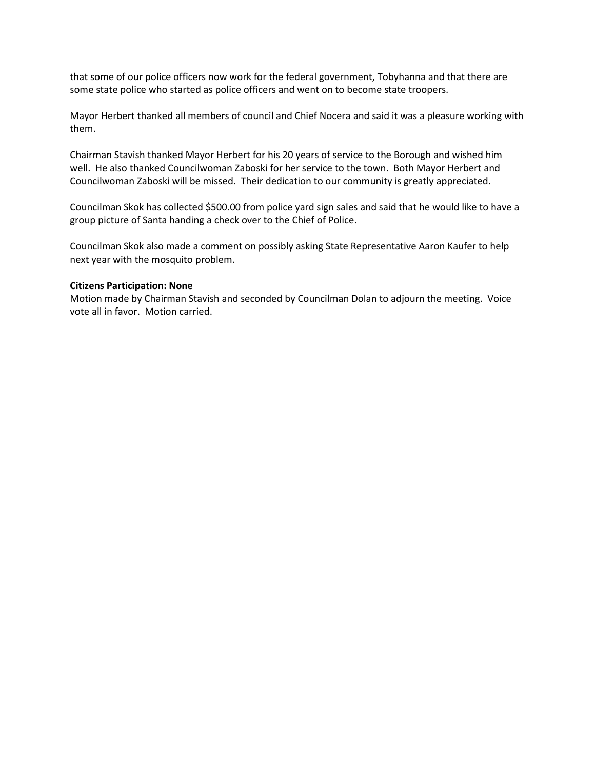that some of our police officers now work for the federal government, Tobyhanna and that there are some state police who started as police officers and went on to become state troopers.

Mayor Herbert thanked all members of council and Chief Nocera and said it was a pleasure working with them.

Chairman Stavish thanked Mayor Herbert for his 20 years of service to the Borough and wished him well. He also thanked Councilwoman Zaboski for her service to the town. Both Mayor Herbert and Councilwoman Zaboski will be missed. Their dedication to our community is greatly appreciated.

Councilman Skok has collected $500.00 from police yard sign sales and said that he would like to have a group picture of Santa handing a check over to the Chief of Police.

Councilman Skok also made a comment on possibly asking State Representative Aaron Kaufer to help next year with the mosquito problem.

**Citizens Participation: None**

Motion made by Chairman Stavish and seconded by Councilman Dolan to adjourn the meeting. Voice vote all in favor. Motion carried.